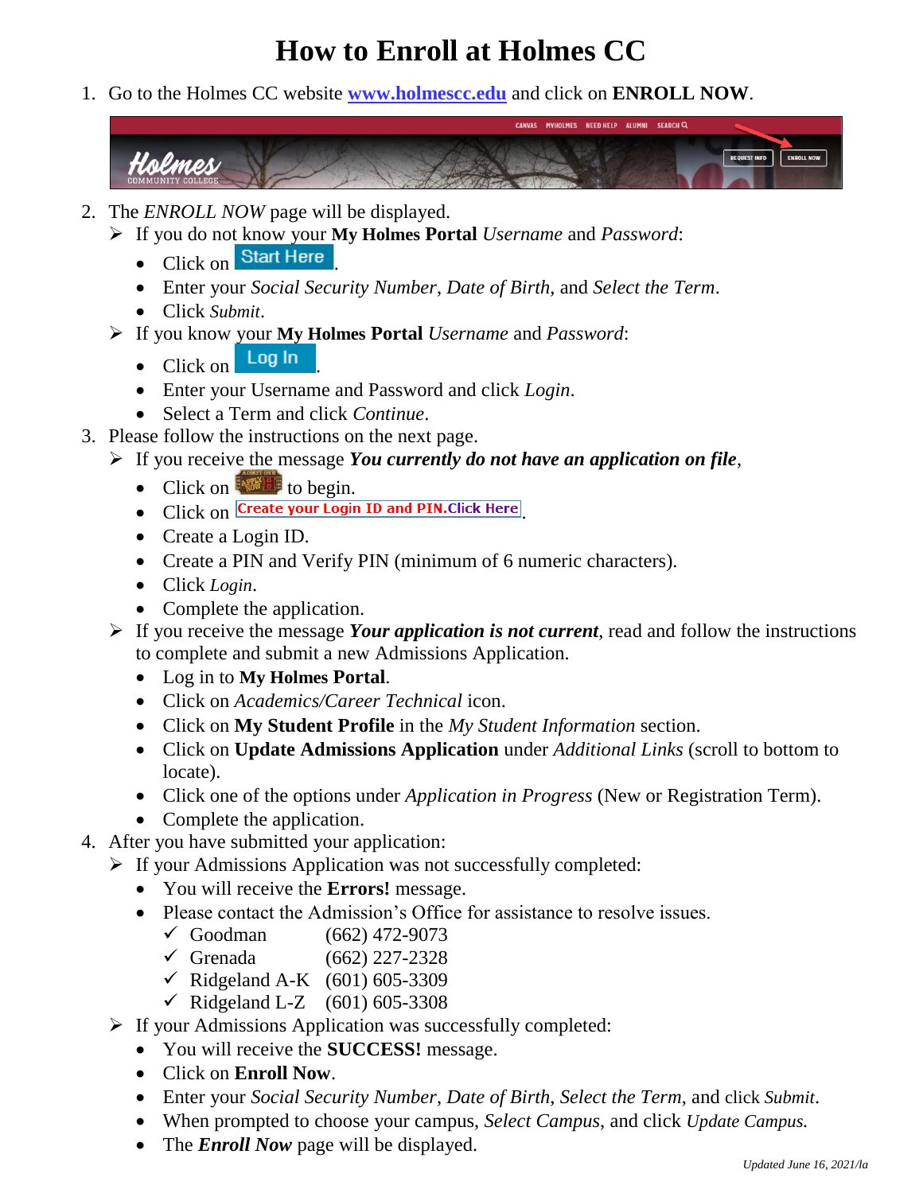# How to Enroll at Holmes CC

1. Go to the Holmes CC website [www.holmescc.edu](http://www.holmescc.edu) and click on **ENROLL NOW**.

2. The *ENROLL NOW* page will be displayed.
   - If you do not know your **My Holmes Portal** *Username* and *Password*:
     - Click on Start Here.
     - Enter your *Social Security Number*, *Date of Birth*, and *Select the Term*.
     - Click *Submit*.
   - If you know your **My Holmes Portal** *Username* and *Password*:
     - Click on Log In.
     - Enter your Username and Password and click *Login*.
     - Select a Term and click *Continue*.

3. Please follow the instructions on the next page.
   - If you receive the message ***You currently do not have an application on file***,
     - Click on Apply Now to begin.
     - Click on Create your Login ID and PIN.Click Here.
     - Create a Login ID.
     - Create a PIN and Verify PIN (minimum of 6 numeric characters).
     - Click *Login*.
     - Complete the application.
   - If you receive the message ***Your application is not current***, read and follow the instructions to complete and submit a new Admissions Application.
     - Log in to **My Holmes Portal**.
     - Click on *Academics/Career Technical* icon.
     - Click on **My Student Profile** in the *My Student Information* section.
     - Click on **Update Admissions Application** under *Additional Links* (scroll to bottom to locate).
     - Click one of the options under *Application in Progress* (New or Registration Term).
     - Complete the application.

4. After you have submitted your application:
   - If your Admissions Application was not successfully completed:
     - You will receive the **Errors!** message.
     - Please contact the Admission's Office for assistance to resolve issues.
       - ✓ Goodman (662) 472-9073
       - ✓ Grenada (662) 227-2328
       - ✓ Ridgeland A-K (601) 605-3309
       - ✓ Ridgeland L-Z (601) 605-3308
   - If your Admissions Application was successfully completed:
     - You will receive the **SUCCESS!** message.
     - Click on **Enroll Now**.
     - Enter your *Social Security Number*, *Date of Birth*, *Select the Term*, and click *Submit*.
     - When prompted to choose your campus, *Select Campus*, and click *Update Campus.*
     - The ***Enroll Now*** page will be displayed.

*Updated June 16, 2021/la*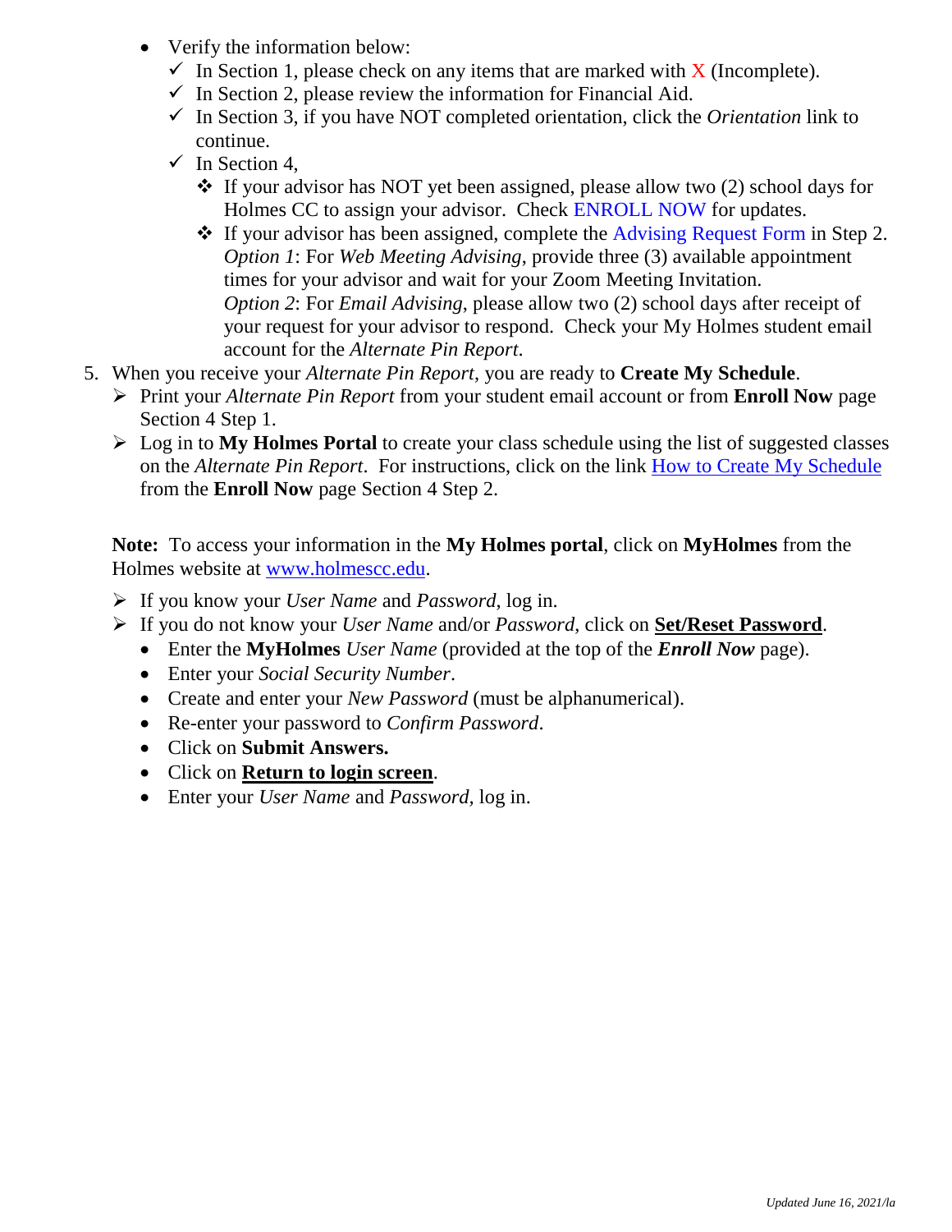- Verify the information below:
  - ✓ In Section 1, please check on any items that are marked with X (Incomplete).
  - ✓ In Section 2, please review the information for Financial Aid.
  - ✓ In Section 3, if you have NOT completed orientation, click the *Orientation* link to continue.
  - ✓ In Section 4,
    - ❖ If your advisor has NOT yet been assigned, please allow two (2) school days for Holmes CC to assign your advisor. Check ENROLL NOW for updates.
    - ❖ If your advisor has been assigned, complete the Advising Request Form in Step 2. *Option 1*: For *Web Meeting Advising*, provide three (3) available appointment times for your advisor and wait for your Zoom Meeting Invitation. *Option 2*: For *Email Advising*, please allow two (2) school days after receipt of your request for your advisor to respond. Check your My Holmes student email account for the *Alternate Pin Report*.

5. When you receive your *Alternate Pin Report*, you are ready to **Create My Schedule**.
   - ➢ Print your *Alternate Pin Report* from your student email account or from **Enroll Now** page Section 4 Step 1.
   - ➢ Log in to **My Holmes Portal** to create your class schedule using the list of suggested classes on the *Alternate Pin Report*. For instructions, click on the link How to Create My Schedule from the **Enroll Now** page Section 4 Step 2.

**Note:** To access your information in the **My Holmes portal**, click on **MyHolmes** from the Holmes website at www.holmescc.edu.

- ➢ If you know your *User Name* and *Password*, log in.
- ➢ If you do not know your *User Name* and/or *Password*, click on **Set/Reset Password**.
  - Enter the **MyHolmes** *User Name* (provided at the top of the ***Enroll Now*** page).
  - Enter your *Social Security Number*.
  - Create and enter your *New Password* (must be alphanumerical).
  - Re-enter your password to *Confirm Password*.
  - Click on **Submit Answers.**
  - Click on **Return to login screen**.
  - Enter your *User Name* and *Password*, log in.

*Updated June 16, 2021/la*